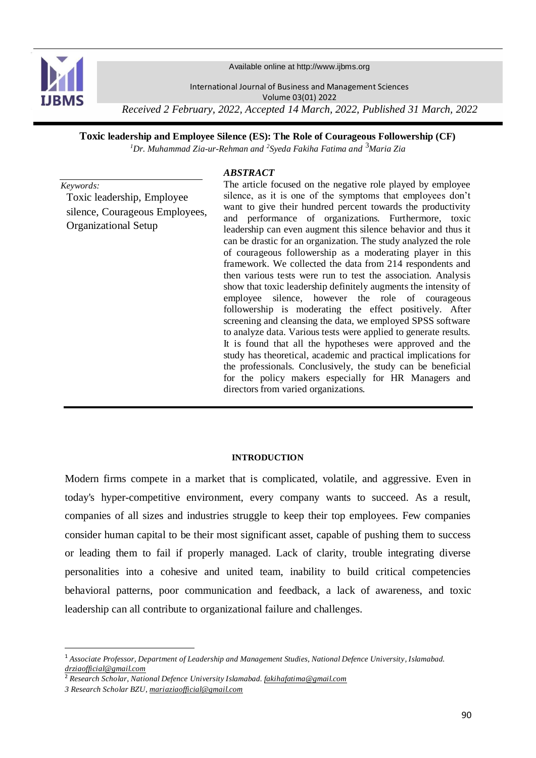Available online at http://www.ijbms.org

International Journal of Business and Management Sciences
Volume 03(01) 2022

*Received 2 February, 2022, Accepted 14 March, 2022, Published 31 March, 2022*

# Toxic leadership and Employee Silence (ES): The Role of Courageous Followership (CF)

*[1]Dr. Muhammad Zia-ur-Rehman and [2]Syeda Fakiha Fatima and [3]Maria Zia*

*Keywords:*
Toxic leadership, Employee silence, Courageous Employees, Organizational Setup

***ABSTRACT***

The article focused on the negative role played by employee silence, as it is one of the symptoms that employees don't want to give their hundred percent towards the productivity and performance of organizations. Furthermore, toxic leadership can even augment this silence behavior and thus it can be drastic for an organization. The study analyzed the role of courageous followership as a moderating player in this framework. We collected the data from 214 respondents and then various tests were run to test the association. Analysis show that toxic leadership definitely augments the intensity of employee silence, however the role of courageous followership is moderating the effect positively. After screening and cleansing the data, we employed SPSS software to analyze data. Various tests were applied to generate results. It is found that all the hypotheses were approved and the study has theoretical, academic and practical implications for the professionals. Conclusively, the study can be beneficial for the policy makers especially for HR Managers and directors from varied organizations.

## INTRODUCTION

Modern firms compete in a market that is complicated, volatile, and aggressive. Even in today's hyper-competitive environment, every company wants to succeed. As a result, companies of all sizes and industries struggle to keep their top employees. Few companies consider human capital to be their most significant asset, capable of pushing them to success or leading them to fail if properly managed. Lack of clarity, trouble integrating diverse personalities into a cohesive and united team, inability to build critical competencies behavioral patterns, poor communication and feedback, a lack of awareness, and toxic leadership can all contribute to organizational failure and challenges.

---

[1] *Associate Professor, Department of Leadership and Management Studies, National Defence University, Islamabad.* *drziaofficial@gmail.com*

[2] *Research Scholar, National Defence University Islamabad.* *fakihafatima@gmail.com*

[3] *Research Scholar BZU,* *mariaziaofficial@gmail.com*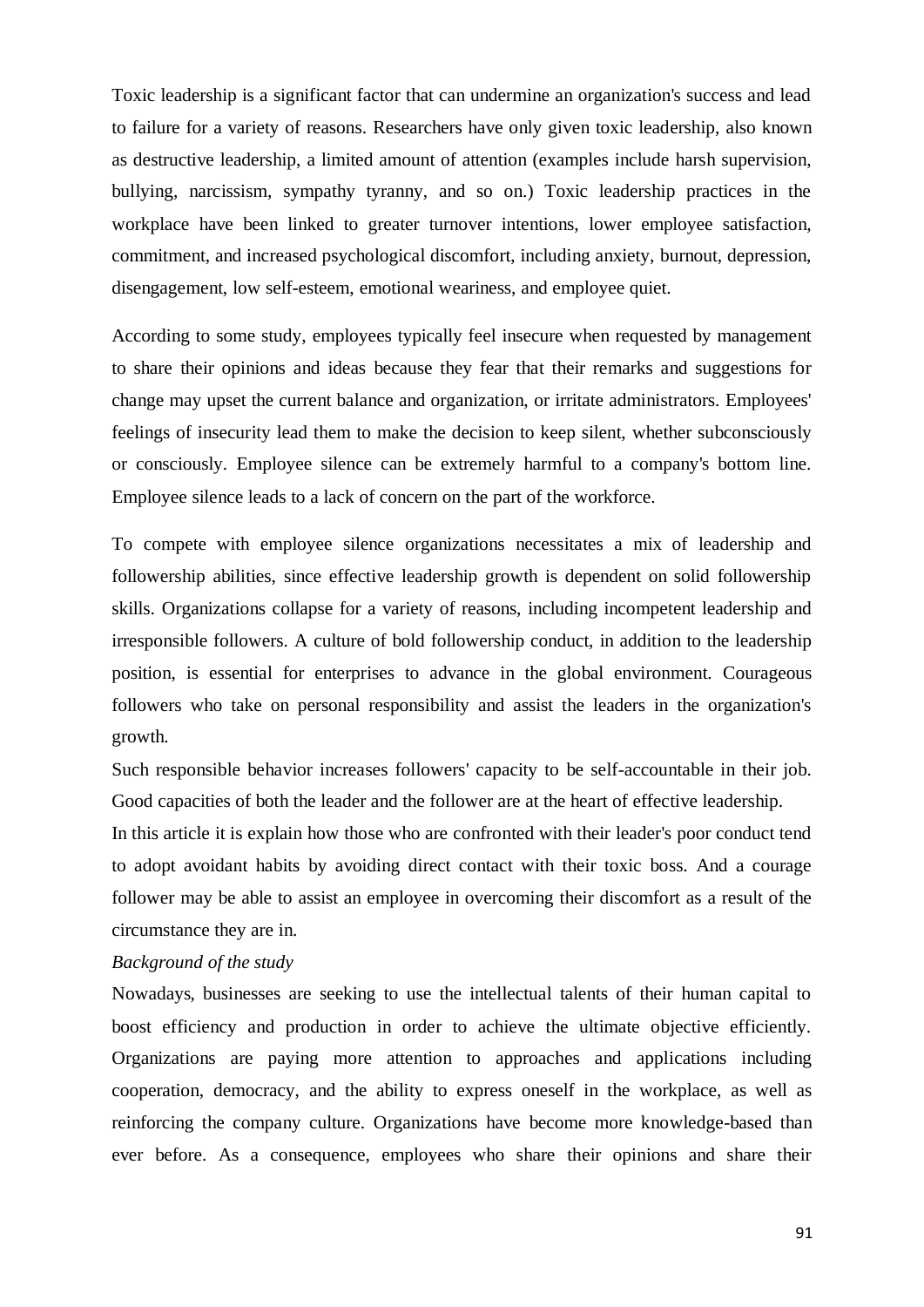Toxic leadership is a significant factor that can undermine an organization's success and lead to failure for a variety of reasons. Researchers have only given toxic leadership, also known as destructive leadership, a limited amount of attention (examples include harsh supervision, bullying, narcissism, sympathy tyranny, and so on.) Toxic leadership practices in the workplace have been linked to greater turnover intentions, lower employee satisfaction, commitment, and increased psychological discomfort, including anxiety, burnout, depression, disengagement, low self-esteem, emotional weariness, and employee quiet.

According to some study, employees typically feel insecure when requested by management to share their opinions and ideas because they fear that their remarks and suggestions for change may upset the current balance and organization, or irritate administrators. Employees' feelings of insecurity lead them to make the decision to keep silent, whether subconsciously or consciously. Employee silence can be extremely harmful to a company's bottom line. Employee silence leads to a lack of concern on the part of the workforce.

To compete with employee silence organizations necessitates a mix of leadership and followership abilities, since effective leadership growth is dependent on solid followership skills. Organizations collapse for a variety of reasons, including incompetent leadership and irresponsible followers. A culture of bold followership conduct, in addition to the leadership position, is essential for enterprises to advance in the global environment. Courageous followers who take on personal responsibility and assist the leaders in the organization's growth.

Such responsible behavior increases followers' capacity to be self-accountable in their job. Good capacities of both the leader and the follower are at the heart of effective leadership.

In this article it is explain how those who are confronted with their leader's poor conduct tend to adopt avoidant habits by avoiding direct contact with their toxic boss. And a courage follower may be able to assist an employee in overcoming their discomfort as a result of the circumstance they are in.

*Background of the study*

Nowadays, businesses are seeking to use the intellectual talents of their human capital to boost efficiency and production in order to achieve the ultimate objective efficiently. Organizations are paying more attention to approaches and applications including cooperation, democracy, and the ability to express oneself in the workplace, as well as reinforcing the company culture. Organizations have become more knowledge-based than ever before. As a consequence, employees who share their opinions and share their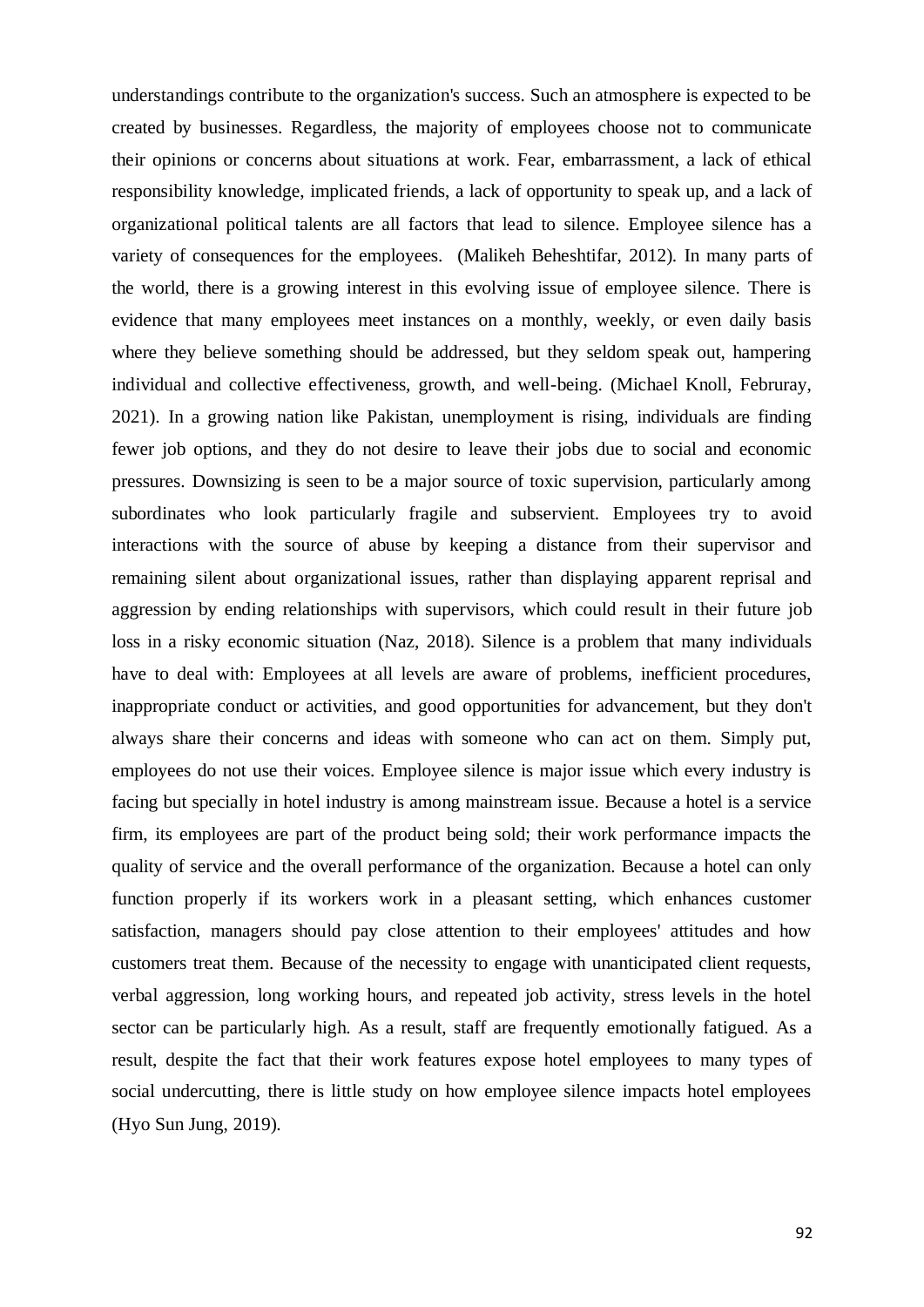understandings contribute to the organization's success. Such an atmosphere is expected to be created by businesses. Regardless, the majority of employees choose not to communicate their opinions or concerns about situations at work. Fear, embarrassment, a lack of ethical responsibility knowledge, implicated friends, a lack of opportunity to speak up, and a lack of organizational political talents are all factors that lead to silence. Employee silence has a variety of consequences for the employees. (Malikeh Beheshtifar, 2012). In many parts of the world, there is a growing interest in this evolving issue of employee silence. There is evidence that many employees meet instances on a monthly, weekly, or even daily basis where they believe something should be addressed, but they seldom speak out, hampering individual and collective effectiveness, growth, and well-being. (Michael Knoll, Februray, 2021). In a growing nation like Pakistan, unemployment is rising, individuals are finding fewer job options, and they do not desire to leave their jobs due to social and economic pressures. Downsizing is seen to be a major source of toxic supervision, particularly among subordinates who look particularly fragile and subservient. Employees try to avoid interactions with the source of abuse by keeping a distance from their supervisor and remaining silent about organizational issues, rather than displaying apparent reprisal and aggression by ending relationships with supervisors, which could result in their future job loss in a risky economic situation (Naz, 2018). Silence is a problem that many individuals have to deal with: Employees at all levels are aware of problems, inefficient procedures, inappropriate conduct or activities, and good opportunities for advancement, but they don't always share their concerns and ideas with someone who can act on them. Simply put, employees do not use their voices. Employee silence is major issue which every industry is facing but specially in hotel industry is among mainstream issue. Because a hotel is a service firm, its employees are part of the product being sold; their work performance impacts the quality of service and the overall performance of the organization. Because a hotel can only function properly if its workers work in a pleasant setting, which enhances customer satisfaction, managers should pay close attention to their employees' attitudes and how customers treat them. Because of the necessity to engage with unanticipated client requests, verbal aggression, long working hours, and repeated job activity, stress levels in the hotel sector can be particularly high. As a result, staff are frequently emotionally fatigued. As a result, despite the fact that their work features expose hotel employees to many types of social undercutting, there is little study on how employee silence impacts hotel employees (Hyo Sun Jung, 2019).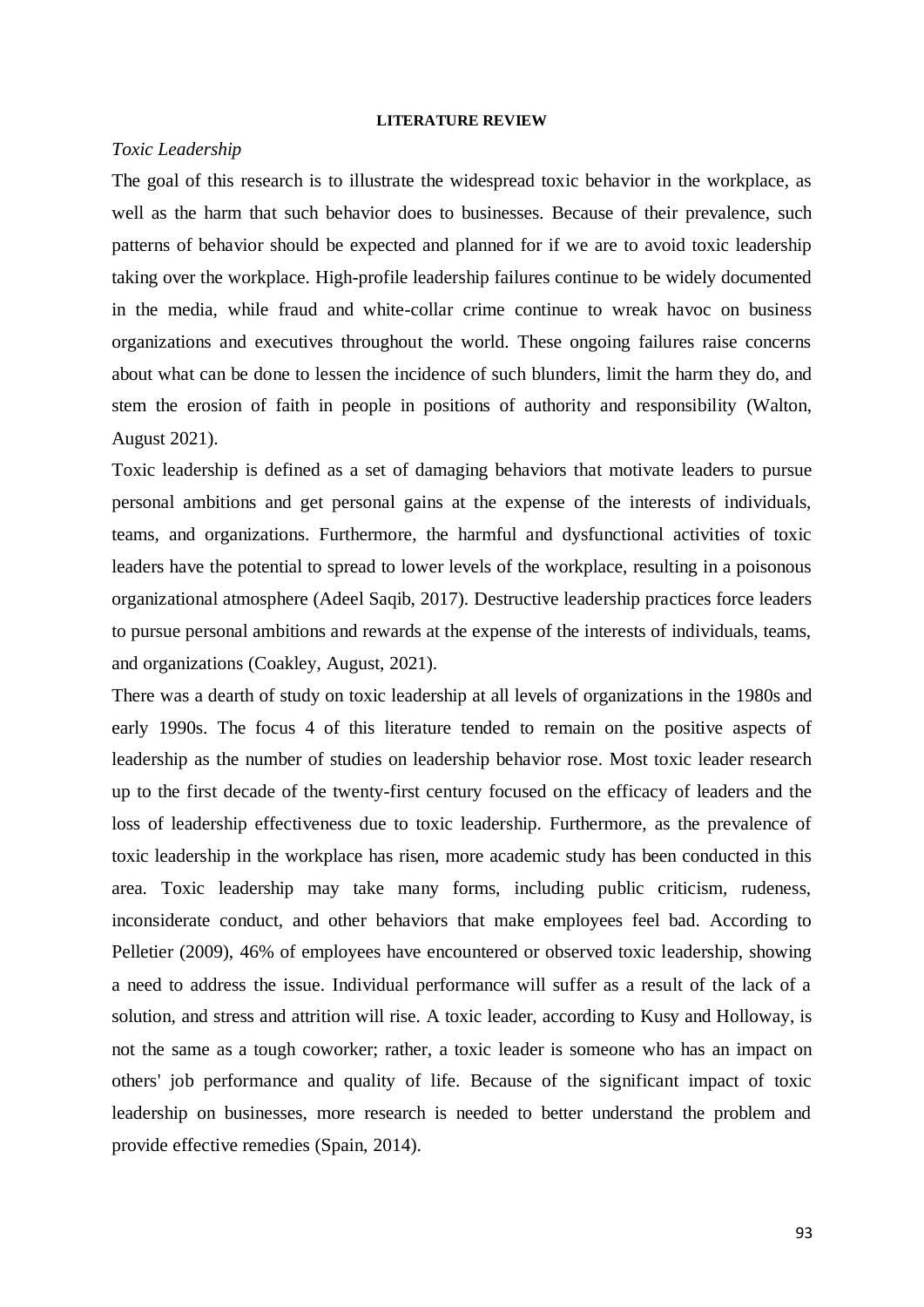## LITERATURE REVIEW

*Toxic Leadership*

The goal of this research is to illustrate the widespread toxic behavior in the workplace, as well as the harm that such behavior does to businesses. Because of their prevalence, such patterns of behavior should be expected and planned for if we are to avoid toxic leadership taking over the workplace. High-profile leadership failures continue to be widely documented in the media, while fraud and white-collar crime continue to wreak havoc on business organizations and executives throughout the world. These ongoing failures raise concerns about what can be done to lessen the incidence of such blunders, limit the harm they do, and stem the erosion of faith in people in positions of authority and responsibility (Walton, August 2021).

Toxic leadership is defined as a set of damaging behaviors that motivate leaders to pursue personal ambitions and get personal gains at the expense of the interests of individuals, teams, and organizations. Furthermore, the harmful and dysfunctional activities of toxic leaders have the potential to spread to lower levels of the workplace, resulting in a poisonous organizational atmosphere (Adeel Saqib, 2017). Destructive leadership practices force leaders to pursue personal ambitions and rewards at the expense of the interests of individuals, teams, and organizations (Coakley, August, 2021).

There was a dearth of study on toxic leadership at all levels of organizations in the 1980s and early 1990s. The focus 4 of this literature tended to remain on the positive aspects of leadership as the number of studies on leadership behavior rose. Most toxic leader research up to the first decade of the twenty-first century focused on the efficacy of leaders and the loss of leadership effectiveness due to toxic leadership. Furthermore, as the prevalence of toxic leadership in the workplace has risen, more academic study has been conducted in this area. Toxic leadership may take many forms, including public criticism, rudeness, inconsiderate conduct, and other behaviors that make employees feel bad. According to Pelletier (2009), 46% of employees have encountered or observed toxic leadership, showing a need to address the issue. Individual performance will suffer as a result of the lack of a solution, and stress and attrition will rise. A toxic leader, according to Kusy and Holloway, is not the same as a tough coworker; rather, a toxic leader is someone who has an impact on others' job performance and quality of life. Because of the significant impact of toxic leadership on businesses, more research is needed to better understand the problem and provide effective remedies (Spain, 2014).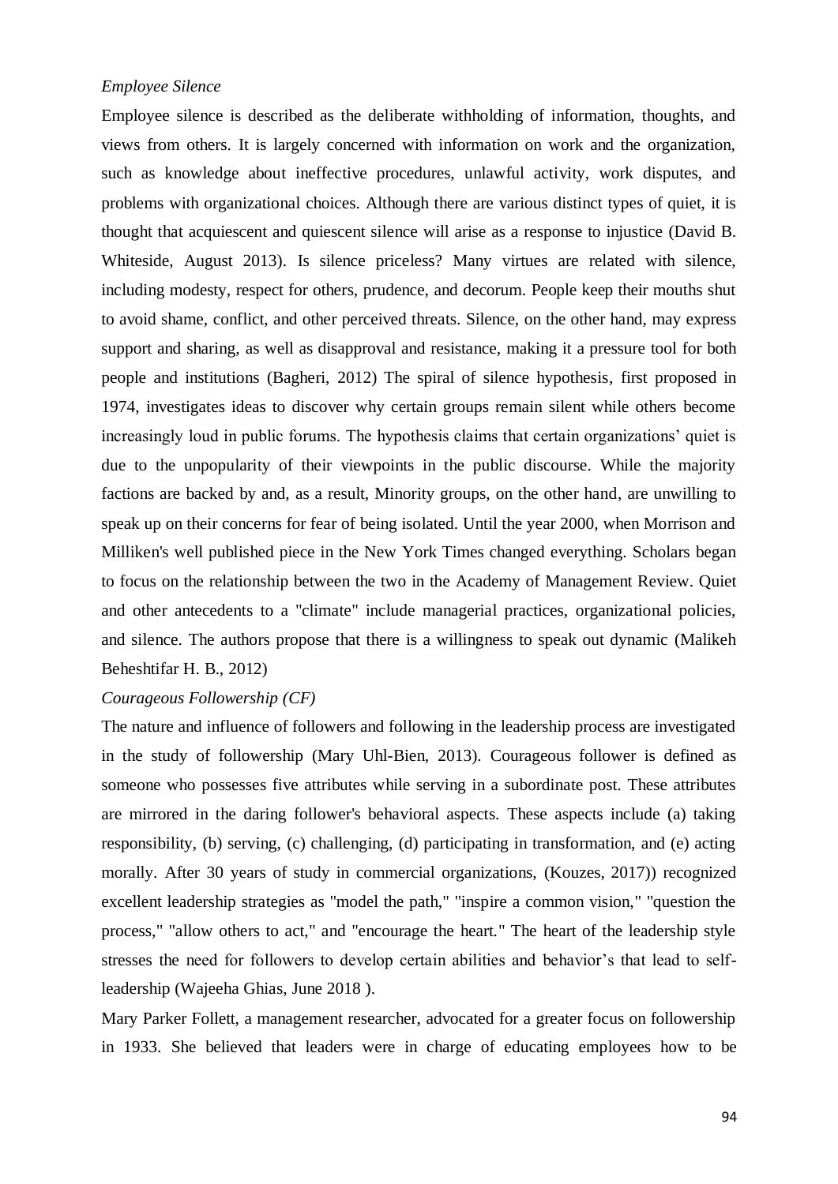*Employee Silence*

Employee silence is described as the deliberate withholding of information, thoughts, and views from others. It is largely concerned with information on work and the organization, such as knowledge about ineffective procedures, unlawful activity, work disputes, and problems with organizational choices. Although there are various distinct types of quiet, it is thought that acquiescent and quiescent silence will arise as a response to injustice (David B. Whiteside, August 2013). Is silence priceless? Many virtues are related with silence, including modesty, respect for others, prudence, and decorum. People keep their mouths shut to avoid shame, conflict, and other perceived threats. Silence, on the other hand, may express support and sharing, as well as disapproval and resistance, making it a pressure tool for both people and institutions (Bagheri, 2012) The spiral of silence hypothesis, first proposed in 1974, investigates ideas to discover why certain groups remain silent while others become increasingly loud in public forums. The hypothesis claims that certain organizations' quiet is due to the unpopularity of their viewpoints in the public discourse. While the majority factions are backed by and, as a result, Minority groups, on the other hand, are unwilling to speak up on their concerns for fear of being isolated. Until the year 2000, when Morrison and Milliken's well published piece in the New York Times changed everything. Scholars began to focus on the relationship between the two in the Academy of Management Review. Quiet and other antecedents to a "climate" include managerial practices, organizational policies, and silence. The authors propose that there is a willingness to speak out dynamic (Malikeh Beheshtifar H. B., 2012)

*Courageous Followership (CF)*

The nature and influence of followers and following in the leadership process are investigated in the study of followership (Mary Uhl-Bien, 2013). Courageous follower is defined as someone who possesses five attributes while serving in a subordinate post. These attributes are mirrored in the daring follower's behavioral aspects. These aspects include (a) taking responsibility, (b) serving, (c) challenging, (d) participating in transformation, and (e) acting morally. After 30 years of study in commercial organizations, (Kouzes, 2017)) recognized excellent leadership strategies as "model the path," "inspire a common vision," "question the process," "allow others to act," and "encourage the heart." The heart of the leadership style stresses the need for followers to develop certain abilities and behavior's that lead to self-leadership (Wajeeha Ghias, June 2018 ).

Mary Parker Follett, a management researcher, advocated for a greater focus on followership in 1933. She believed that leaders were in charge of educating employees how to be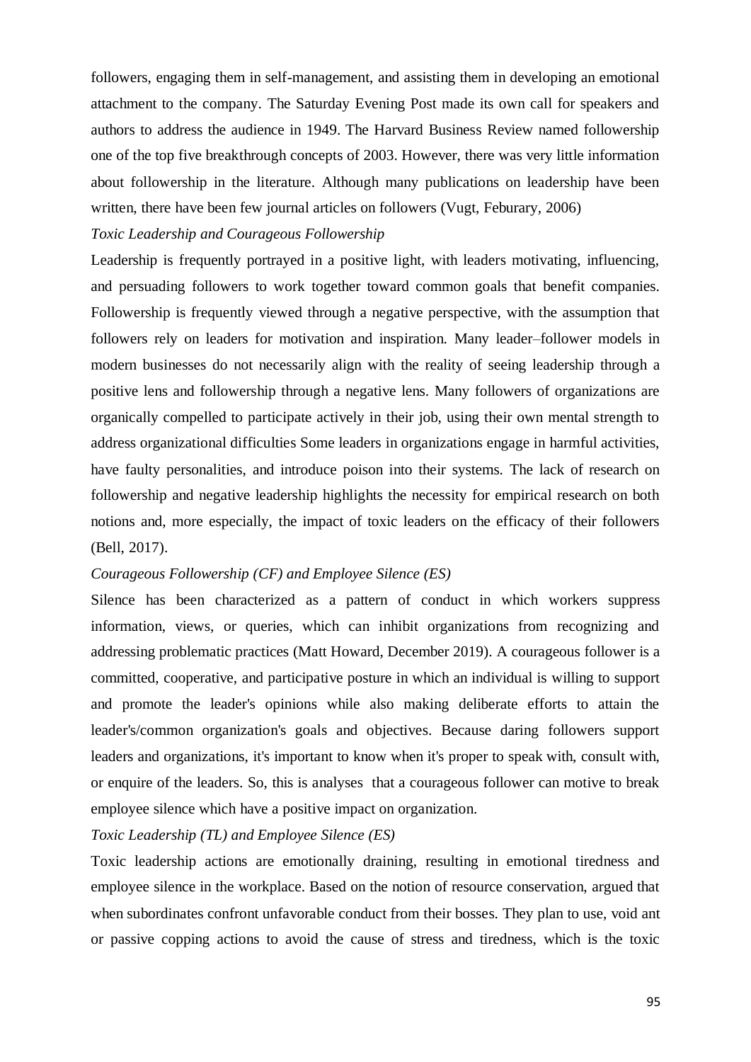followers, engaging them in self-management, and assisting them in developing an emotional attachment to the company. The Saturday Evening Post made its own call for speakers and authors to address the audience in 1949. The Harvard Business Review named followership one of the top five breakthrough concepts of 2003. However, there was very little information about followership in the literature. Although many publications on leadership have been written, there have been few journal articles on followers (Vugt, Feburary, 2006)

*Toxic Leadership and Courageous Followership*

Leadership is frequently portrayed in a positive light, with leaders motivating, influencing, and persuading followers to work together toward common goals that benefit companies. Followership is frequently viewed through a negative perspective, with the assumption that followers rely on leaders for motivation and inspiration. Many leader–follower models in modern businesses do not necessarily align with the reality of seeing leadership through a positive lens and followership through a negative lens. Many followers of organizations are organically compelled to participate actively in their job, using their own mental strength to address organizational difficulties Some leaders in organizations engage in harmful activities, have faulty personalities, and introduce poison into their systems. The lack of research on followership and negative leadership highlights the necessity for empirical research on both notions and, more especially, the impact of toxic leaders on the efficacy of their followers (Bell, 2017).

*Courageous Followership (CF) and Employee Silence (ES)*

Silence has been characterized as a pattern of conduct in which workers suppress information, views, or queries, which can inhibit organizations from recognizing and addressing problematic practices (Matt Howard, December 2019). A courageous follower is a committed, cooperative, and participative posture in which an individual is willing to support and promote the leader's opinions while also making deliberate efforts to attain the leader's/common organization's goals and objectives. Because daring followers support leaders and organizations, it's important to know when it's proper to speak with, consult with, or enquire of the leaders. So, this is analyses that a courageous follower can motive to break employee silence which have a positive impact on organization.

*Toxic Leadership (TL) and Employee Silence (ES)*

Toxic leadership actions are emotionally draining, resulting in emotional tiredness and employee silence in the workplace. Based on the notion of resource conservation, argued that when subordinates confront unfavorable conduct from their bosses. They plan to use, void ant or passive copping actions to avoid the cause of stress and tiredness, which is the toxic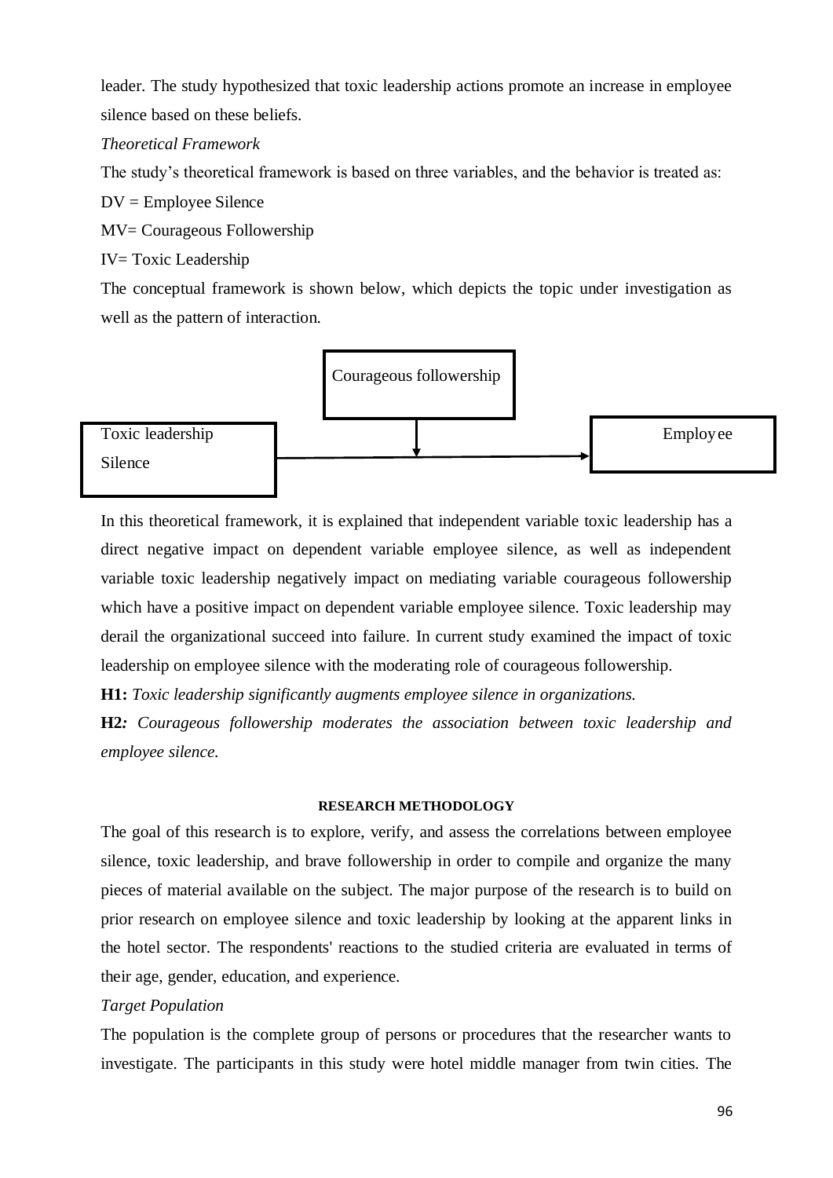leader. The study hypothesized that toxic leadership actions promote an increase in employee silence based on these beliefs.

*Theoretical Framework*

The study's theoretical framework is based on three variables, and the behavior is treated as:

DV = Employee Silence

MV= Courageous Followership

IV= Toxic Leadership

The conceptual framework is shown below, which depicts the topic under investigation as well as the pattern of interaction.

Courageous followership

Toxic leadership

Silence

Employee

In this theoretical framework, it is explained that independent variable toxic leadership has a direct negative impact on dependent variable employee silence, as well as independent variable toxic leadership negatively impact on mediating variable courageous followership which have a positive impact on dependent variable employee silence. Toxic leadership may derail the organizational succeed into failure. In current study examined the impact of toxic leadership on employee silence with the moderating role of courageous followership.

**H1:** *Toxic leadership significantly augments employee silence in organizations.*

**H2***: Courageous followership moderates the association between toxic leadership and employee silence.*

## RESEARCH METHODOLOGY

The goal of this research is to explore, verify, and assess the correlations between employee silence, toxic leadership, and brave followership in order to compile and organize the many pieces of material available on the subject. The major purpose of the research is to build on prior research on employee silence and toxic leadership by looking at the apparent links in the hotel sector. The respondents' reactions to the studied criteria are evaluated in terms of their age, gender, education, and experience.

*Target Population*

The population is the complete group of persons or procedures that the researcher wants to investigate. The participants in this study were hotel middle manager from twin cities. The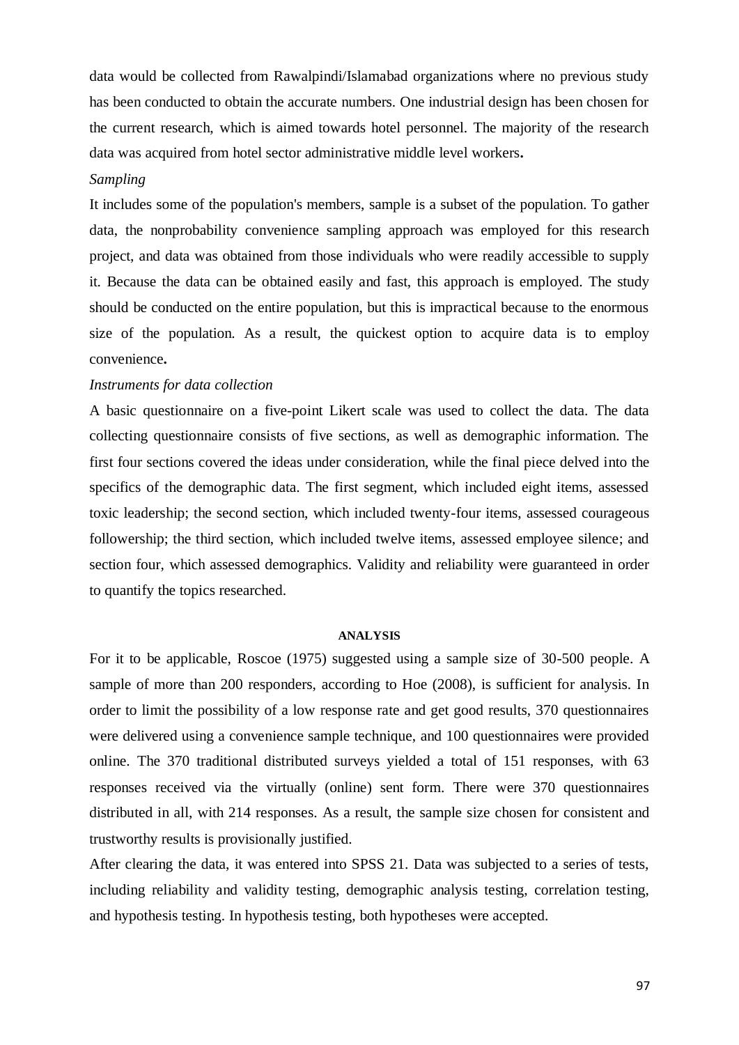data would be collected from Rawalpindi/Islamabad organizations where no previous study has been conducted to obtain the accurate numbers. One industrial design has been chosen for the current research, which is aimed towards hotel personnel. The majority of the research data was acquired from hotel sector administrative middle level workers**.**

*Sampling*

It includes some of the population's members, sample is a subset of the population. To gather data, the nonprobability convenience sampling approach was employed for this research project, and data was obtained from those individuals who were readily accessible to supply it. Because the data can be obtained easily and fast, this approach is employed. The study should be conducted on the entire population, but this is impractical because to the enormous size of the population. As a result, the quickest option to acquire data is to employ convenience**.**

*Instruments for data collection*

A basic questionnaire on a five-point Likert scale was used to collect the data. The data collecting questionnaire consists of five sections, as well as demographic information. The first four sections covered the ideas under consideration, while the final piece delved into the specifics of the demographic data. The first segment, which included eight items, assessed toxic leadership; the second section, which included twenty-four items, assessed courageous followership; the third section, which included twelve items, assessed employee silence; and section four, which assessed demographics. Validity and reliability were guaranteed in order to quantify the topics researched.

## ANALYSIS

For it to be applicable, Roscoe (1975) suggested using a sample size of 30-500 people. A sample of more than 200 responders, according to Hoe (2008), is sufficient for analysis. In order to limit the possibility of a low response rate and get good results, 370 questionnaires were delivered using a convenience sample technique, and 100 questionnaires were provided online. The 370 traditional distributed surveys yielded a total of 151 responses, with 63 responses received via the virtually (online) sent form. There were 370 questionnaires distributed in all, with 214 responses. As a result, the sample size chosen for consistent and trustworthy results is provisionally justified.

After clearing the data, it was entered into SPSS 21. Data was subjected to a series of tests, including reliability and validity testing, demographic analysis testing, correlation testing, and hypothesis testing. In hypothesis testing, both hypotheses were accepted.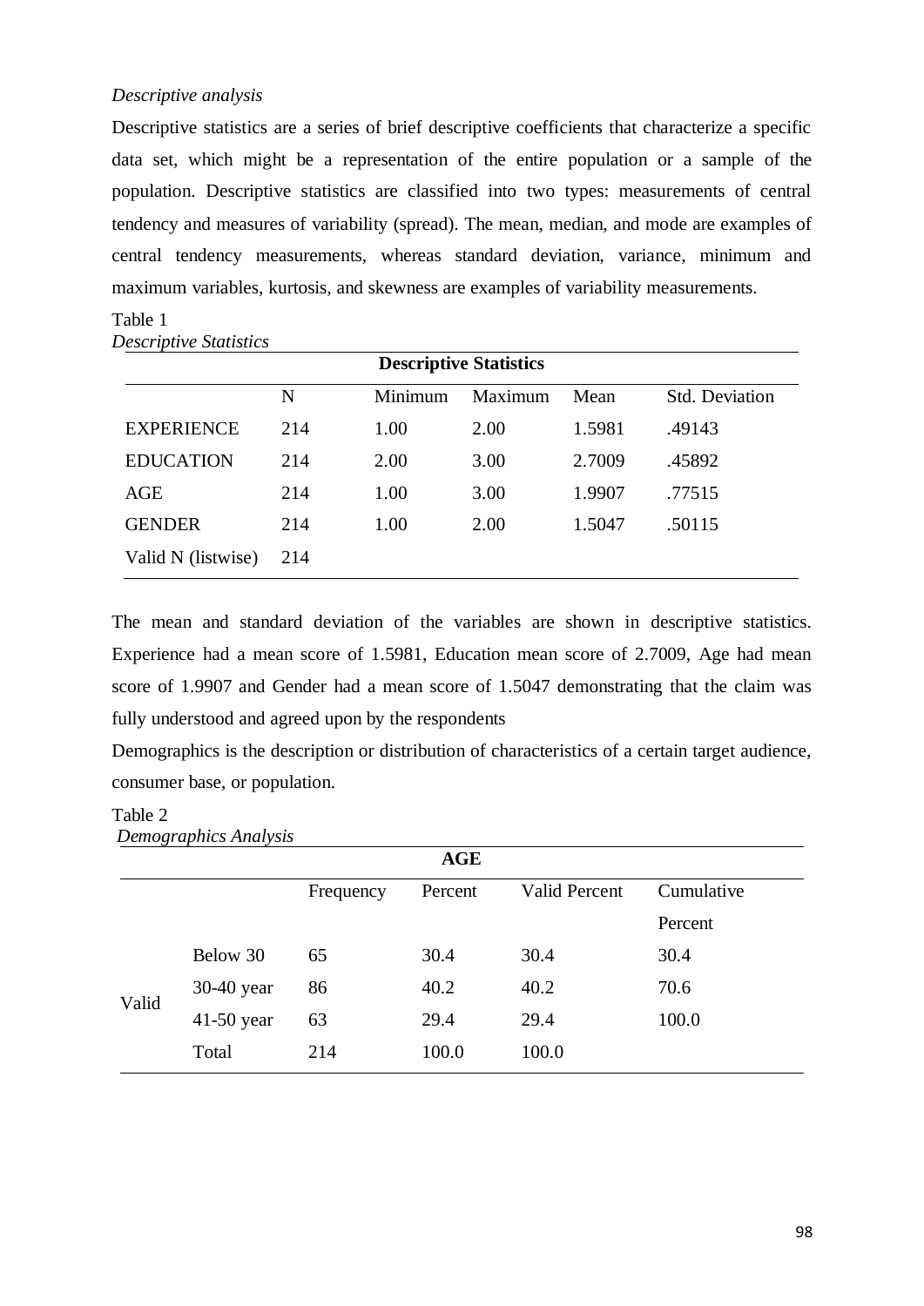*Descriptive analysis*

Descriptive statistics are a series of brief descriptive coefficients that characterize a specific data set, which might be a representation of the entire population or a sample of the population. Descriptive statistics are classified into two types: measurements of central tendency and measures of variability (spread). The mean, median, and mode are examples of central tendency measurements, whereas standard deviation, variance, minimum and maximum variables, kurtosis, and skewness are examples of variability measurements.

Table 1
*Descriptive Statistics*

| Descriptive Statistics | | | | | |
|---|---|---|---|---|---|
| | N | Minimum | Maximum | Mean | Std. Deviation |
| EXPERIENCE | 214 | 1.00 | 2.00 | 1.5981 | .49143 |
| EDUCATION | 214 | 2.00 | 3.00 | 2.7009 | .45892 |
| AGE | 214 | 1.00 | 3.00 | 1.9907 | .77515 |
| GENDER | 214 | 1.00 | 2.00 | 1.5047 | .50115 |
| Valid N (listwise) | 214 | | | | |

The mean and standard deviation of the variables are shown in descriptive statistics. Experience had a mean score of 1.5981, Education mean score of 2.7009, Age had mean score of 1.9907 and Gender had a mean score of 1.5047 demonstrating that the claim was fully understood and agreed upon by the respondents

Demographics is the description or distribution of characteristics of a certain target audience, consumer base, or population.

Table 2
*Demographics Analysis*

| AGE | | | | | |
|---|---|---|---|---|---|
| | | Frequency | Percent | Valid Percent | Cumulative Percent |
| Valid | Below 30 | 65 | 30.4 | 30.4 | 30.4 |
| | 30-40 year | 86 | 40.2 | 40.2 | 70.6 |
| | 41-50 year | 63 | 29.4 | 29.4 | 100.0 |
| | Total | 214 | 100.0 | 100.0 | |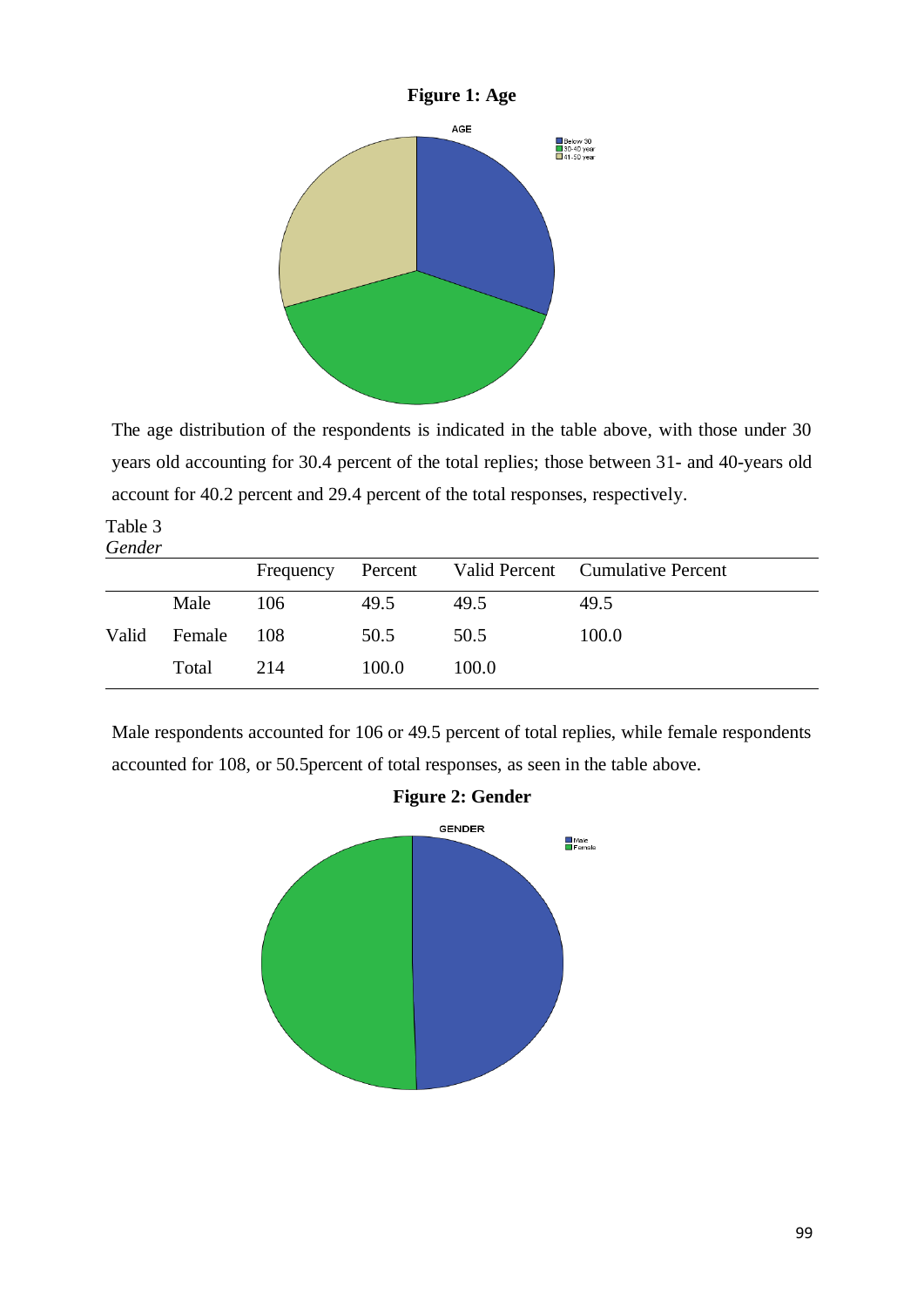**Figure 1: Age**

The age distribution of the respondents is indicated in the table above, with those under 30 years old accounting for 30.4 percent of the total replies; those between 31- and 40-years old account for 40.2 percent and 29.4 percent of the total responses, respectively.

Table 3
*Gender*

| | | Frequency | Percent | Valid Percent | Cumulative Percent |
|---|---|---|---|---|---|
| Valid | Male | 106 | 49.5 | 49.5 | 49.5 |
| | Female | 108 | 50.5 | 50.5 | 100.0 |
| | Total | 214 | 100.0 | 100.0 | |

Male respondents accounted for 106 or 49.5 percent of total replies, while female respondents accounted for 108, or 50.5percent of total responses, as seen in the table above.

**Figure 2: Gender**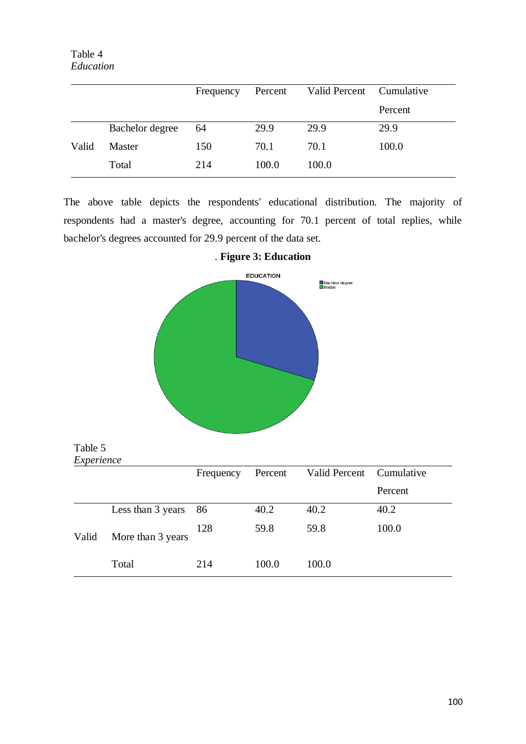Table 4
*Education*

| | | Frequency | Percent | Valid Percent | Cumulative Percent |
|---|---|---|---|---|---|
| Valid | Bachelor degree | 64 | 29.9 | 29.9 | 29.9 |
| | Master | 150 | 70.1 | 70.1 | 100.0 |
| | Total | 214 | 100.0 | 100.0 | |

The above table depicts the respondents' educational distribution. The majority of respondents had a master's degree, accounting for 70.1 percent of total replies, while bachelor's degrees accounted for 29.9 percent of the data set.

. **Figure 3: Education**

Table 5
*Experience*

| | | Frequency | Percent | Valid Percent | Cumulative Percent |
|---|---|---|---|---|---|
| Valid | Less than 3 years | 86 | 40.2 | 40.2 | 40.2 |
| | More than 3 years | 128 | 59.8 | 59.8 | 100.0 |
| | Total | 214 | 100.0 | 100.0 | |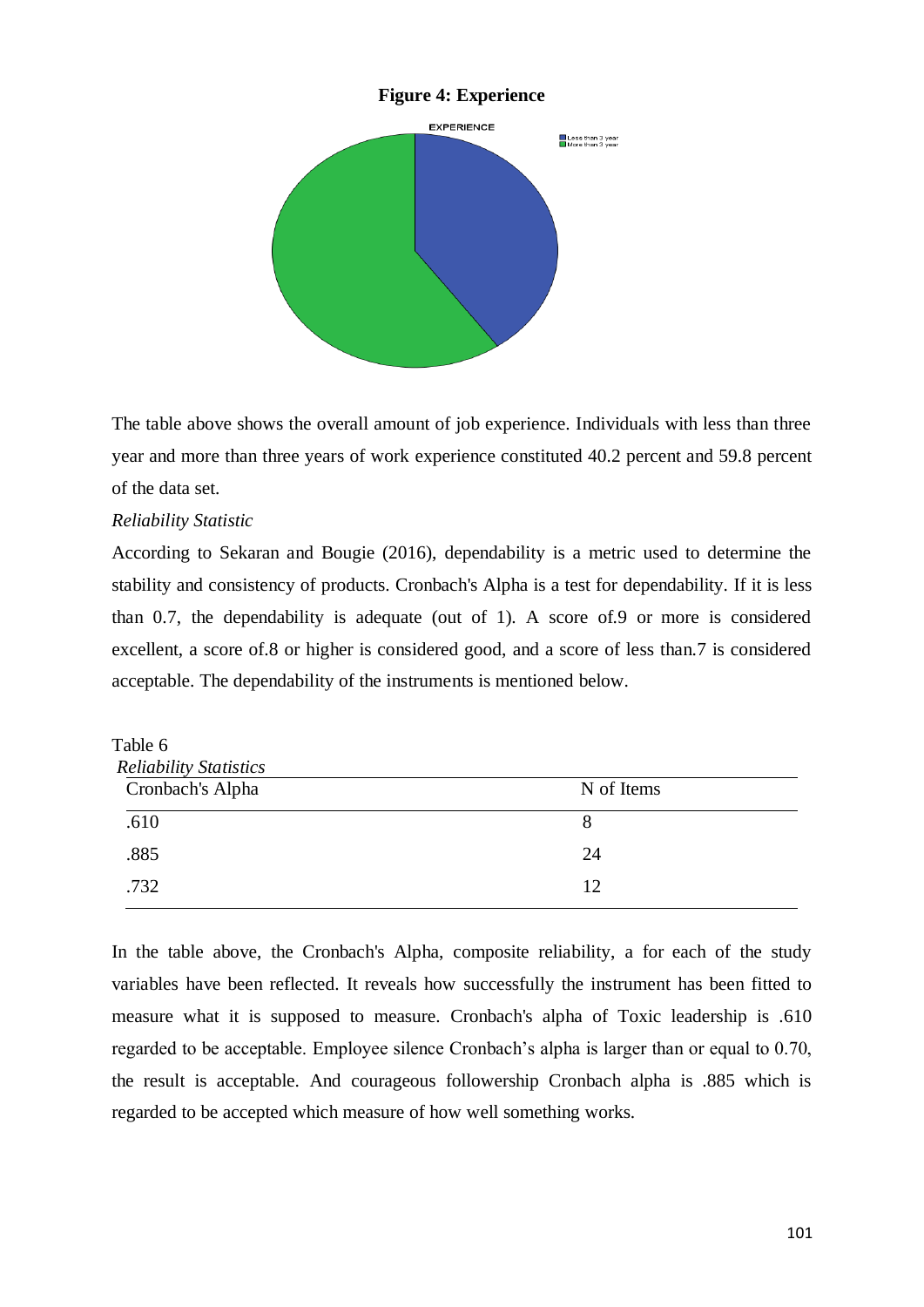**Figure 4: Experience**

The table above shows the overall amount of job experience. Individuals with less than three year and more than three years of work experience constituted 40.2 percent and 59.8 percent of the data set.

*Reliability Statistic*

According to Sekaran and Bougie (2016), dependability is a metric used to determine the stability and consistency of products. Cronbach's Alpha is a test for dependability. If it is less than 0.7, the dependability is adequate (out of 1). A score of.9 or more is considered excellent, a score of.8 or higher is considered good, and a score of less than.7 is considered acceptable. The dependability of the instruments is mentioned below.

Table 6

*Reliability Statistics*

| Cronbach's Alpha | N of Items |
| --- | --- |
| .610 | 8 |
| .885 | 24 |
| .732 | 12 |

In the table above, the Cronbach's Alpha, composite reliability, a for each of the study variables have been reflected. It reveals how successfully the instrument has been fitted to measure what it is supposed to measure. Cronbach's alpha of Toxic leadership is .610 regarded to be acceptable. Employee silence Cronbach's alpha is larger than or equal to 0.70, the result is acceptable. And courageous followership Cronbach alpha is .885 which is regarded to be accepted which measure of how well something works.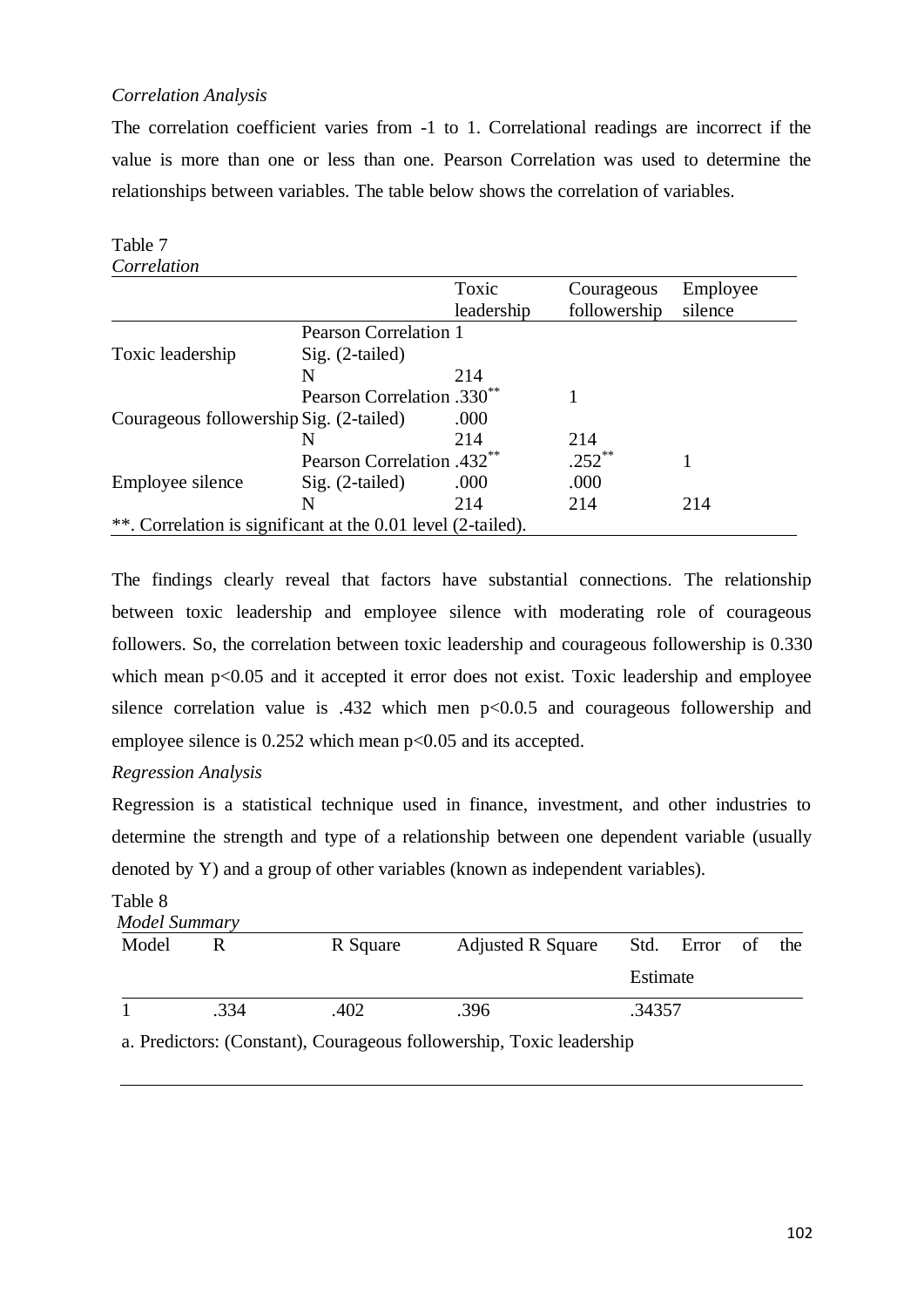*Correlation Analysis*

The correlation coefficient varies from -1 to 1. Correlational readings are incorrect if the value is more than one or less than one. Pearson Correlation was used to determine the relationships between variables. The table below shows the correlation of variables.

Table 7
*Correlation*

| | | Toxic leadership | Courageous followership | Employee silence |
|---|---|---|---|---|
| Toxic leadership | Pearson Correlation | 1 | | |
| | Sig. (2-tailed) | | | |
| | N | 214 | | |
| Courageous followership | Pearson Correlation | .330** | 1 | |
| | Sig. (2-tailed) | .000 | | |
| | N | 214 | 214 | |
| Employee silence | Pearson Correlation | .432** | .252** | 1 |
| | Sig. (2-tailed) | .000 | .000 | |
| | N | 214 | 214 | 214 |
| **. Correlation is significant at the 0.01 level (2-tailed). | | | | |

The findings clearly reveal that factors have substantial connections. The relationship between toxic leadership and employee silence with moderating role of courageous followers. So, the correlation between toxic leadership and courageous followership is 0.330 which mean $p<0.05$ and it accepted it error does not exist. Toxic leadership and employee silence correlation value is .432 which men $p<0.0.5$ and courageous followership and employee silence is 0.252 which mean $p<0.05$ and its accepted.

*Regression Analysis*

Regression is a statistical technique used in finance, investment, and other industries to determine the strength and type of a relationship between one dependent variable (usually denoted by Y) and a group of other variables (known as independent variables).

Table 8
*Model Summary*

| Model | R | R Square | Adjusted R Square | Std. Error of the Estimate |
|---|---|---|---|---|
| 1 | .334 | .402 | .396 | .34357 |
| a. Predictors: (Constant), Courageous followership, Toxic leadership | | | | |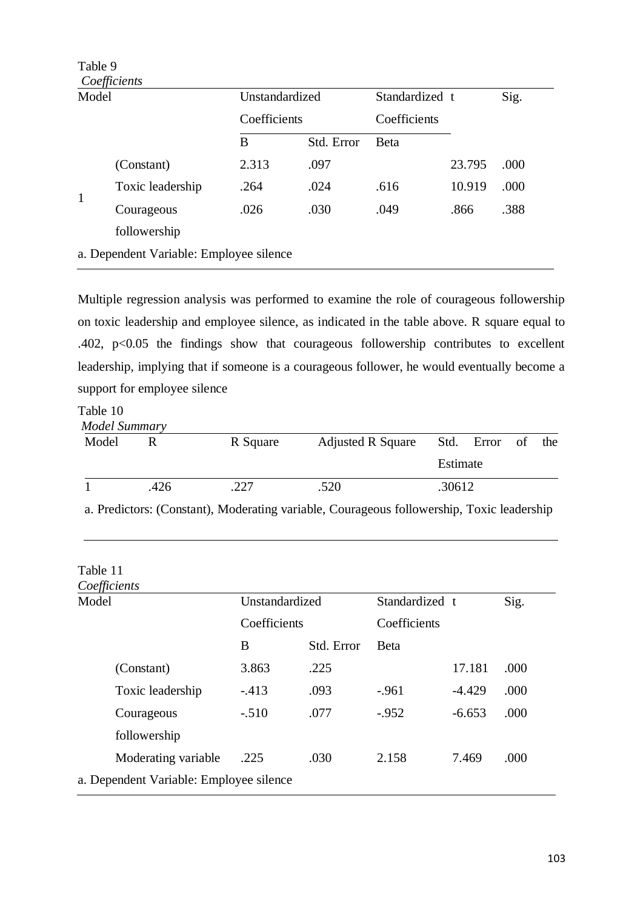Table 9

*Coefficients*

| Model | | Unstandardized Coefficients | | Standardized Coefficients | t | Sig. |
|---|---|---|---|---|---|---|
| | | B | Std. Error | Beta | | |
| 1 | (Constant) | 2.313 | .097 | | 23.795 | .000 |
| | Toxic leadership | .264 | .024 | .616 | 10.919 | .000 |
| | Courageous followership | .026 | .030 | .049 | .866 | .388 |

a. Dependent Variable: Employee silence

Multiple regression analysis was performed to examine the role of courageous followership on toxic leadership and employee silence, as indicated in the table above. R square equal to .402, $p<0.05$ the findings show that courageous followership contributes to excellent leadership, implying that if someone is a courageous follower, he would eventually become a support for employee silence

Table 10

*Model Summary*

| Model | R | R Square | Adjusted R Square | Std. Error of the Estimate |
|---|---|---|---|---|
| 1 | .426 | .227 | .520 | .30612 |

a. Predictors: (Constant), Moderating variable, Courageous followership, Toxic leadership

Table 11

*Coefficients*

| Model | Unstandardized Coefficients | | Standardized Coefficients | t | Sig. |
|---|---|---|---|---|---|
| | B | Std. Error | Beta | | |
| (Constant) | 3.863 | .225 | | 17.181 | .000 |
| Toxic leadership | -.413 | .093 | -.961 | -4.429 | .000 |
| Courageous followership | -.510 | .077 | -.952 | -6.653 | .000 |
| Moderating variable | .225 | .030 | 2.158 | 7.469 | .000 |

a. Dependent Variable: Employee silence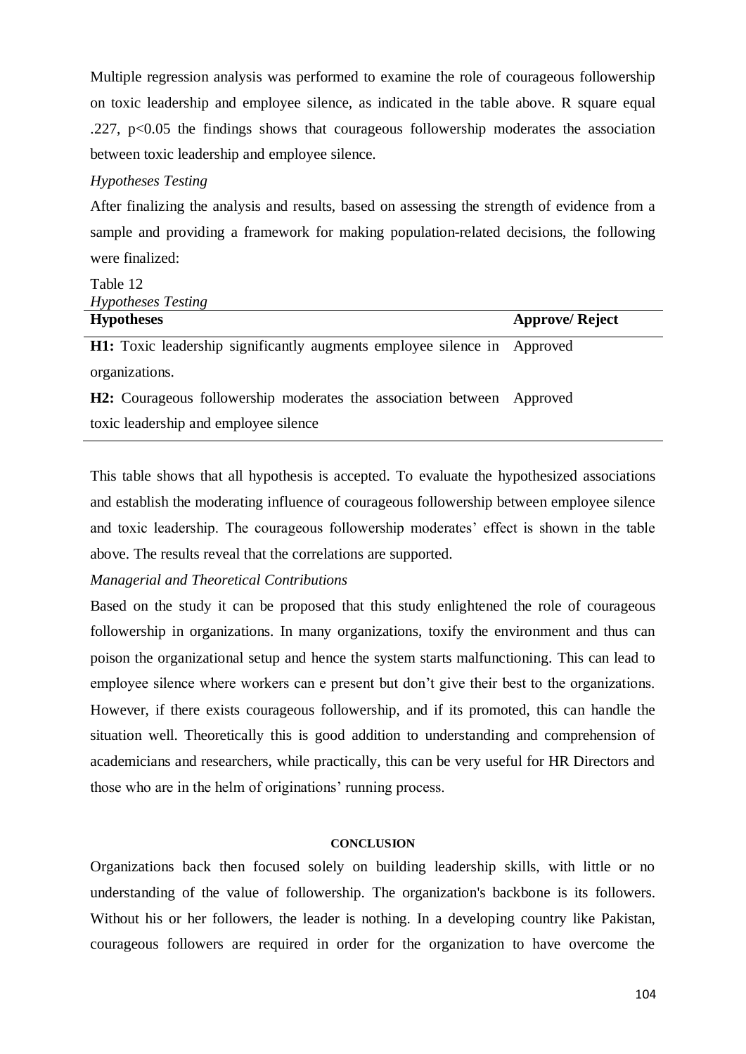Multiple regression analysis was performed to examine the role of courageous followership on toxic leadership and employee silence, as indicated in the table above. R square equal .227, $p<0.05$ the findings shows that courageous followership moderates the association between toxic leadership and employee silence.

*Hypotheses Testing*

After finalizing the analysis and results, based on assessing the strength of evidence from a sample and providing a framework for making population-related decisions, the following were finalized:

Table 12

*Hypotheses Testing*

| Hypotheses | Approve/ Reject |
|---|---|
| **H1:** Toxic leadership significantly augments employee silence in organizations. | Approved |
| **H2:** Courageous followership moderates the association between toxic leadership and employee silence | Approved |

This table shows that all hypothesis is accepted. To evaluate the hypothesized associations and establish the moderating influence of courageous followership between employee silence and toxic leadership. The courageous followership moderates' effect is shown in the table above. The results reveal that the correlations are supported.

*Managerial and Theoretical Contributions*

Based on the study it can be proposed that this study enlightened the role of courageous followership in organizations. In many organizations, toxify the environment and thus can poison the organizational setup and hence the system starts malfunctioning. This can lead to employee silence where workers can e present but don't give their best to the organizations. However, if there exists courageous followership, and if its promoted, this can handle the situation well. Theoretically this is good addition to understanding and comprehension of academicians and researchers, while practically, this can be very useful for HR Directors and those who are in the helm of originations' running process.

## CONCLUSION

Organizations back then focused solely on building leadership skills, with little or no understanding of the value of followership. The organization's backbone is its followers. Without his or her followers, the leader is nothing. In a developing country like Pakistan, courageous followers are required in order for the organization to have overcome the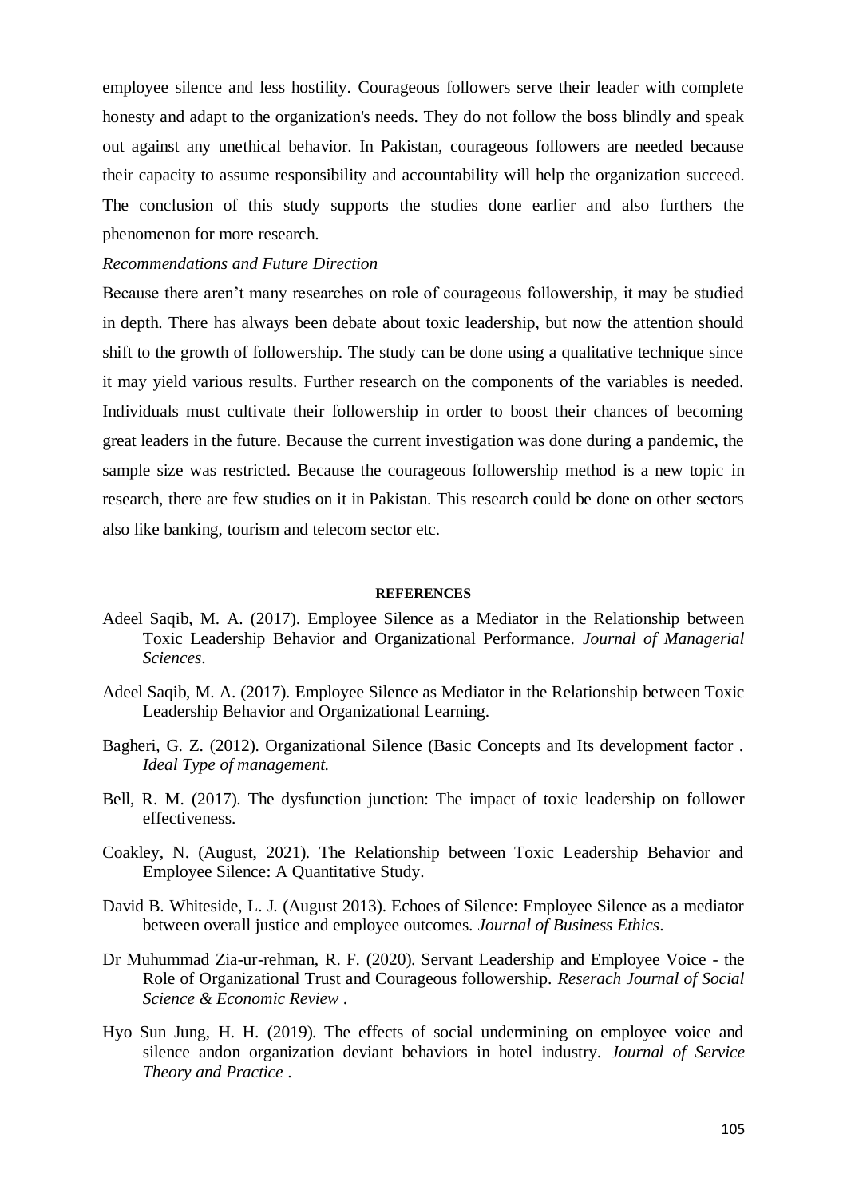employee silence and less hostility. Courageous followers serve their leader with complete honesty and adapt to the organization's needs. They do not follow the boss blindly and speak out against any unethical behavior. In Pakistan, courageous followers are needed because their capacity to assume responsibility and accountability will help the organization succeed. The conclusion of this study supports the studies done earlier and also furthers the phenomenon for more research.

*Recommendations and Future Direction*

Because there aren't many researches on role of courageous followership, it may be studied in depth. There has always been debate about toxic leadership, but now the attention should shift to the growth of followership. The study can be done using a qualitative technique since it may yield various results. Further research on the components of the variables is needed. Individuals must cultivate their followership in order to boost their chances of becoming great leaders in the future. Because the current investigation was done during a pandemic, the sample size was restricted. Because the courageous followership method is a new topic in research, there are few studies on it in Pakistan. This research could be done on other sectors also like banking, tourism and telecom sector etc.

## REFERENCES

Adeel Saqib, M. A. (2017). Employee Silence as a Mediator in the Relationship between Toxic Leadership Behavior and Organizational Performance. *Journal of Managerial Sciences*.

Adeel Saqib, M. A. (2017). Employee Silence as Mediator in the Relationship between Toxic Leadership Behavior and Organizational Learning.

Bagheri, G. Z. (2012). Organizational Silence (Basic Concepts and Its development factor . *Ideal Type of management.*

Bell, R. M. (2017). The dysfunction junction: The impact of toxic leadership on follower effectiveness.

Coakley, N. (August, 2021). The Relationship between Toxic Leadership Behavior and Employee Silence: A Quantitative Study.

David B. Whiteside, L. J. (August 2013). Echoes of Silence: Employee Silence as a mediator between overall justice and employee outcomes. *Journal of Business Ethics*.

Dr Muhummad Zia-ur-rehman, R. F. (2020). Servant Leadership and Employee Voice - the Role of Organizational Trust and Courageous followership. *Reserach Journal of Social Science & Economic Review* .

Hyo Sun Jung, H. H. (2019). The effects of social undermining on employee voice and silence andon organization deviant behaviors in hotel industry. *Journal of Service Theory and Practice* .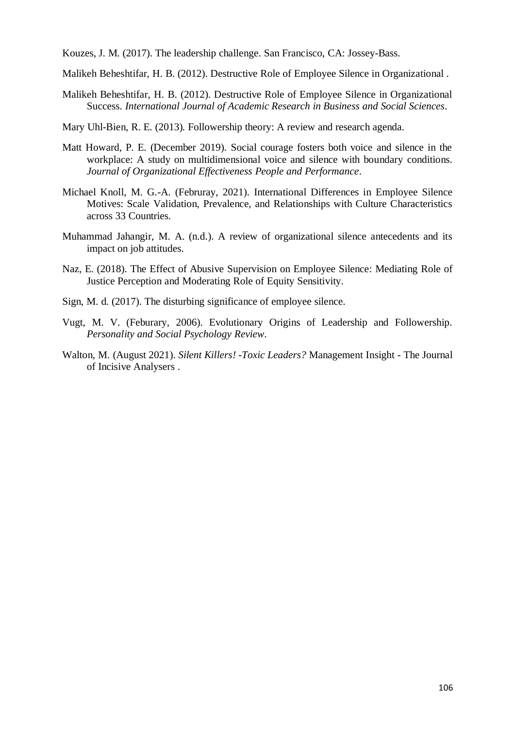Kouzes, J. M. (2017). The leadership challenge. San Francisco, CA: Jossey-Bass.

Malikeh Beheshtifar, H. B. (2012). Destructive Role of Employee Silence in Organizational .

Malikeh Beheshtifar, H. B. (2012). Destructive Role of Employee Silence in Organizational Success. *International Journal of Academic Research in Business and Social Sciences*.

Mary Uhl-Bien, R. E. (2013). Followership theory: A review and research agenda.

Matt Howard, P. E. (December 2019). Social courage fosters both voice and silence in the workplace: A study on multidimensional voice and silence with boundary conditions. *Journal of Organizational Effectiveness People and Performance*.

Michael Knoll, M. G.-A. (Februray, 2021). International Differences in Employee Silence Motives: Scale Validation, Prevalence, and Relationships with Culture Characteristics across 33 Countries.

Muhammad Jahangir, M. A. (n.d.). A review of organizational silence antecedents and its impact on job attitudes.

Naz, E. (2018). The Effect of Abusive Supervision on Employee Silence: Mediating Role of Justice Perception and Moderating Role of Equity Sensitivity.

Sign, M. d. (2017). The disturbing significance of employee silence.

Vugt, M. V. (Feburary, 2006). Evolutionary Origins of Leadership and Followership. *Personality and Social Psychology Review*.

Walton, M. (August 2021). *Silent Killers! -Toxic Leaders?* Management Insight - The Journal of Incisive Analysers .